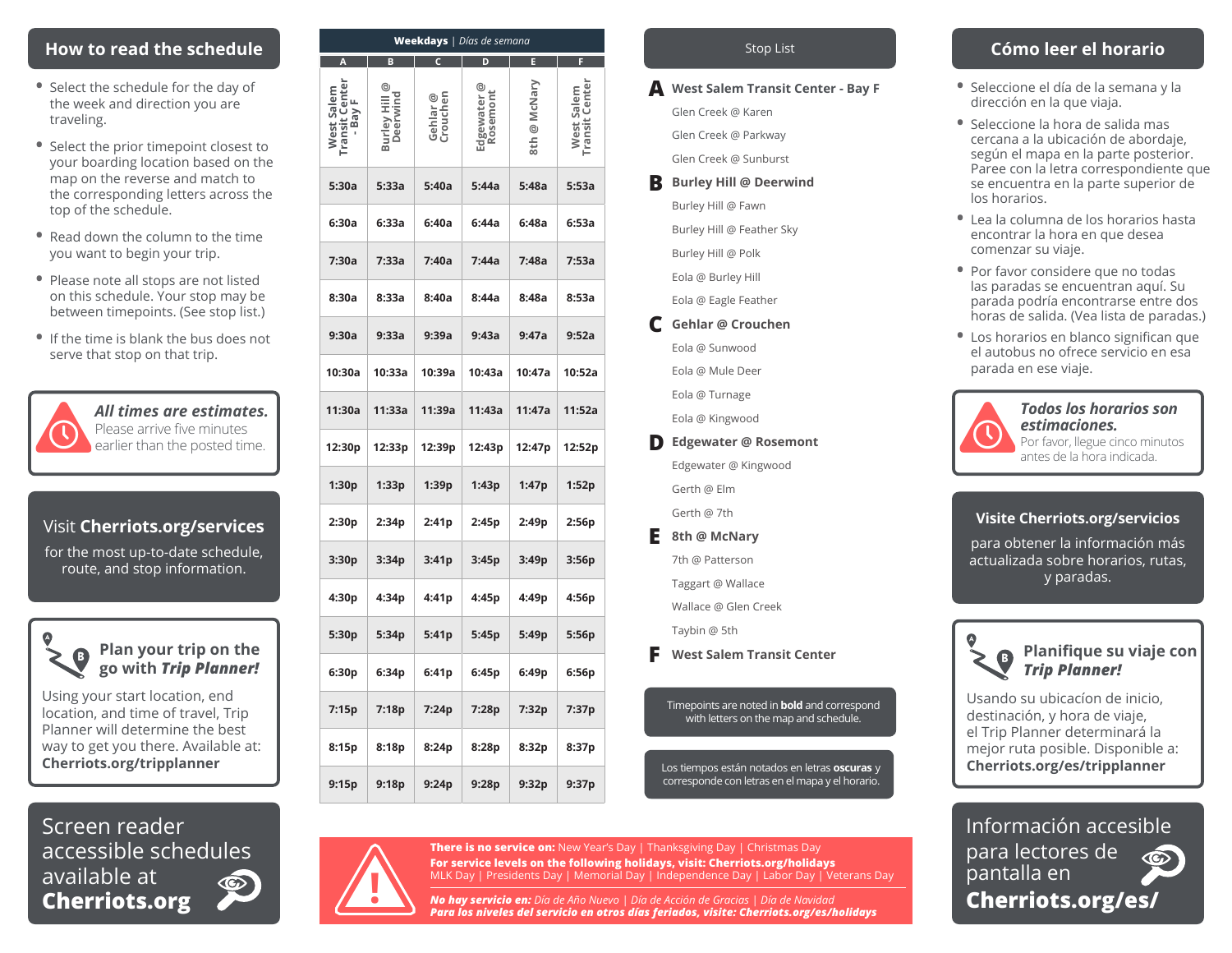## How to read the schedule

- Select the schedule for the day of the week and direction you are traveling.
- Select the prior timepoint closest to your boarding location based on the map on the reverse and match to the corresponding letters across the top of the schedule.
- Read down the column to the time you want to begin your trip.
- Please note all stops are not listed on this schedule. Your stop may be between timepoints. (See stop list.)
- If the time is blank the bus does not serve that stop on that trip.

***All times are estimates.***
Please arrive five minutes earlier than the posted time.

Visit **Cherriots.org/services** for the most up-to-date schedule, route, and stop information.

### Plan your trip on the go with *Trip Planner!*

Using your start location, end location, and time of travel, Trip Planner will determine the best way to get you there. Available at: **Cherriots.org/tripplanner**

Screen reader accessible schedules available at **Cherriots.org**

## Weekdays | *Días de semana*

| A | B | C | D | E | F |
|---|---|---|---|---|---|
| West Salem Transit Center - Bay F | Burley Hill @ Deerwind | Gehlar @ Crouchen | Edgewater @ Rosemont | 8th @ McNary | West Salem Transit Center |
| 5:30a | 5:33a | 5:40a | 5:44a | 5:48a | 5:53a |
| 6:30a | 6:33a | 6:40a | 6:44a | 6:48a | 6:53a |
| 7:30a | 7:33a | 7:40a | 7:44a | 7:48a | 7:53a |
| 8:30a | 8:33a | 8:40a | 8:44a | 8:48a | 8:53a |
| 9:30a | 9:33a | 9:39a | 9:43a | 9:47a | 9:52a |
| 10:30a | 10:33a | 10:39a | 10:43a | 10:47a | 10:52a |
| 11:30a | 11:33a | 11:39a | 11:43a | 11:47a | 11:52a |
| 12:30p | 12:33p | 12:39p | 12:43p | 12:47p | 12:52p |
| 1:30p | 1:33p | 1:39p | 1:43p | 1:47p | 1:52p |
| 2:30p | 2:34p | 2:41p | 2:45p | 2:49p | 2:56p |
| 3:30p | 3:34p | 3:41p | 3:45p | 3:49p | 3:56p |
| 4:30p | 4:34p | 4:41p | 4:45p | 4:49p | 4:56p |
| 5:30p | 5:34p | 5:41p | 5:45p | 5:49p | 5:56p |
| 6:30p | 6:34p | 6:41p | 6:45p | 6:49p | 6:56p |
| 7:15p | 7:18p | 7:24p | 7:28p | 7:32p | 7:37p |
| 8:15p | 8:18p | 8:24p | 8:28p | 8:32p | 8:37p |
| 9:15p | 9:18p | 9:24p | 9:28p | 9:32p | 9:37p |

## Stop List

**A West Salem Transit Center - Bay F**
- Glen Creek @ Karen
- Glen Creek @ Parkway
- Glen Creek @ Sunburst

**B Burley Hill @ Deerwind**
- Burley Hill @ Fawn
- Burley Hill @ Feather Sky
- Burley Hill @ Polk
- Eola @ Burley Hill
- Eola @ Eagle Feather

**C Gehlar @ Crouchen**
- Eola @ Sunwood
- Eola @ Mule Deer
- Eola @ Turnage
- Eola @ Kingwood

**D Edgewater @ Rosemont**
- Edgewater @ Kingwood
- Gerth @ Elm
- Gerth @ 7th

**E 8th @ McNary**
- 7th @ Patterson
- Taggart @ Wallace
- Wallace @ Glen Creek
- Taybin @ 5th

**F West Salem Transit Center**

Timepoints are noted in **bold** and correspond with letters on the map and schedule.

Los tiempos están notados en letras **oscuras** y corresponde con letras en el mapa y el horario.

**There is no service on:** New Year's Day | Thanksgiving Day | Christmas Day
**For service levels on the following holidays, visit: Cherriots.org/holidays**
MLK Day | Presidents Day | Memorial Day | Independence Day | Labor Day | Veterans Day

***No hay servicio en:*** *Día de Año Nuevo | Día de Acción de Gracias | Día de Navidad*
***Para los niveles del servicio en otros días feriados, visite: Cherriots.org/es/holidays***

## Cómo leer el horario

- Seleccione el día de la semana y la dirección en la que viaja.
- Seleccione la hora de salida mas cercana a la ubicación de abordaje, según el mapa en la parte posterior. Paree con la letra correspondiente que se encuentra en la parte superior de los horarios.
- Lea la columna de los horarios hasta encontrar la hora en que desea comenzar su viaje.
- Por favor considere que no todas las paradas se encuentran aquí. Su parada podría encontrarse entre dos horas de salida. (Vea lista de paradas.)
- Los horarios en blanco significan que el autobus no ofrece servicio en esa parada en ese viaje.

***Todos los horarios son estimaciones.***
Por favor, llegue cinco minutos antes de la hora indicada.

**Visite Cherriots.org/servicios** para obtener la información más actualizada sobre horarios, rutas, y paradas.

### Planifique su viaje con *Trip Planner!*

Usando su ubicación de inicio, destinación, y hora de viaje, el Trip Planner determinará la mejor ruta posible. Disponible a: **Cherriots.org/es/tripplanner**

Información accesible para lectores de pantalla en **Cherriots.org/es/**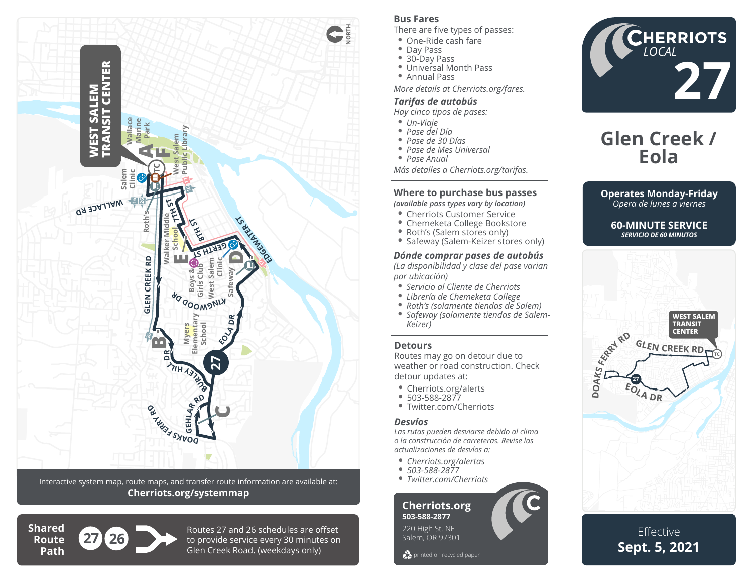# Cherriots Local 27

## Glen Creek / Eola

**Operates Monday-Friday**
*Opera de lunes a viernes*

**60-MINUTE SERVICE**
***SERVICIO DE 60 MINUTOS***

Effective
**Sept. 5, 2021**

### Bus Fares

There are five types of passes:

- One-Ride cash fare
- Day Pass
- 30-Day Pass
- Universal Month Pass
- Annual Pass

*More details at Cherriots.org/fares.*

### *Tarifas de autobús*

*Hay cinco tipos de pases:*

- *Un-Viaje*
- *Pase del Día*
- *Pase de 30 Días*
- *Pase de Mes Universal*
- *Pase Anual*

*Más detalles a Cherriots.org/tarifas.*

### Where to purchase bus passes

*(available pass types vary by location)*

- Cherriots Customer Service
- Chemeketa College Bookstore
- Roth's (Salem stores only)
- Safeway (Salem-Keizer stores only)

### *Dónde comprar pases de autobús*

*(La disponibilidad y clase del pase varian por ubicación)*

- *Servicio al Cliente de Cherriots*
- *Librería de Chemeketa College*
- *Roth's (solamente tiendas de Salem)*
- *Safeway (solamente tiendas de Salem-Keizer)*

### Detours

Routes may go on detour due to weather or road construction. Check detour updates at:

- Cherriots.org/alerts
- 503-588-2877
- Twitter.com/Cherriots

### *Desvíos*

*Las rutas pueden desviarse debido al clima o la construcción de carreteras. Revise las actualizaciones de desvíos a:*

- *Cherriots.org/alertas*
- *503-588-2877*
- *Twitter.com/Cherriots*

**Cherriots.org**
**503-588-2877**
220 High St. NE
Salem, OR 97301

printed on recycled paper

Interactive system map, route maps, and transfer route information are available at:
**Cherriots.org/systemmap**

**Shared Route Path** 27 26 — Routes 27 and 26 schedules are offset to provide service every 30 minutes on Glen Creek Road. (weekdays only)